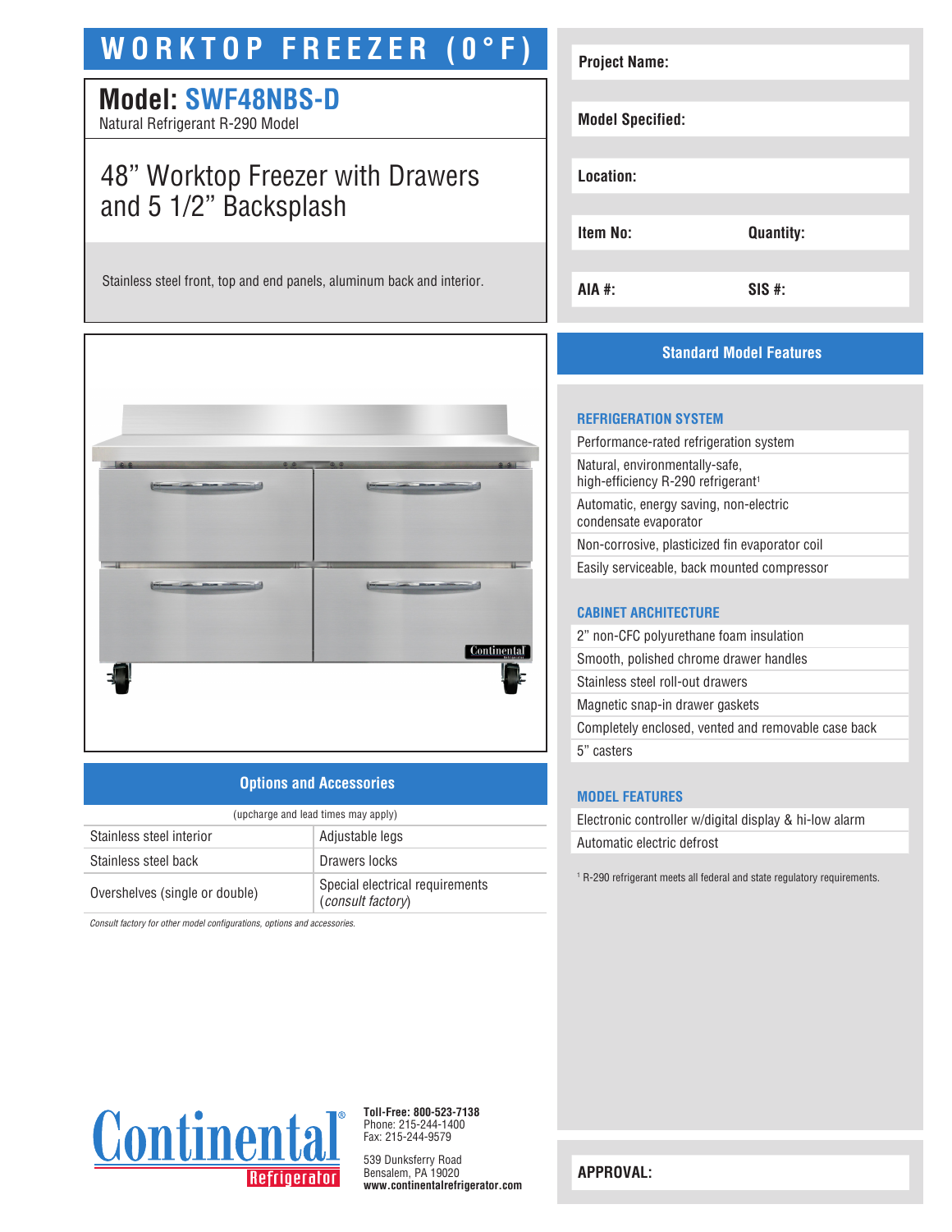# WORKTOP FREEZER (0°F)

## Model: SWF48NBS-D

Natural Refrigerant R-290 Model

## 48” Worktop Freezer with Drawers and 5 1/2” Backsplash

Stainless steel front, top and end panels, aluminum back and interior.

| | |
|---|---|
| **Project Name:** | |
| **Model Specified:** | |
| **Location:** | |
| **Item No:** | **Quantity:** |
| **AIA #:** | **SIS #:** |

## Options and Accessories

(upcharge and lead times may apply)

| | |
|---|---|
| Stainless steel interior | Adjustable legs |
| Stainless steel back | Drawers locks |
| Overshelves (single or double) | Special electrical requirements (*consult factory*) |

*Consult factory for other model configurations, options and accessories.*

## Standard Model Features

### REFRIGERATION SYSTEM

- Performance-rated refrigeration system
- Natural, environmentally-safe, high-efficiency R-290 refrigerant[1]
- Automatic, energy saving, non-electric condensate evaporator
- Non-corrosive, plasticized fin evaporator coil
- Easily serviceable, back mounted compressor

### CABINET ARCHITECTURE

- 2” non-CFC polyurethane foam insulation
- Smooth, polished chrome drawer handles
- Stainless steel roll-out drawers
- Magnetic snap-in drawer gaskets
- Completely enclosed, vented and removable case back
- 5” casters

### MODEL FEATURES

- Electronic controller w/digital display & hi-low alarm
- Automatic electric defrost

[1] R-290 refrigerant meets all federal and state regulatory requirements.

Continental Refrigerator

**Toll-Free: 800-523-7138**
Phone: 215-244-1400
Fax: 215-244-9579

539 Dunksferry Road
Bensalem, PA 19020
**www.continentalrefrigerator.com**

**APPROVAL:**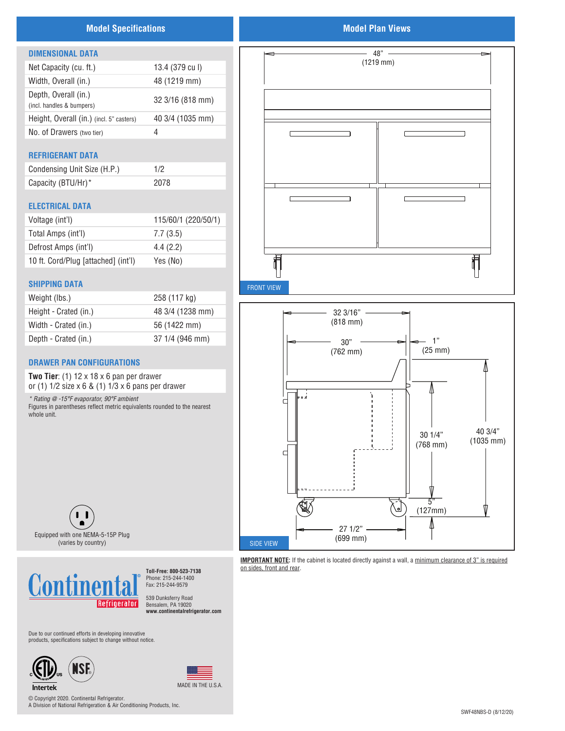## Model Specifications

### DIMENSIONAL DATA

| | |
|---|---|
| Net Capacity (cu. ft.) | 13.4 (379 cu l) |
| Width, Overall (in.) | 48 (1219 mm) |
| Depth, Overall (in.) (incl. handles & bumpers) | 32 3/16 (818 mm) |
| Height, Overall (in.) (incl. 5" casters) | 40 3/4 (1035 mm) |
| No. of Drawers (two tier) | 4 |

### REFRIGERANT DATA

| | |
|---|---|
| Condensing Unit Size (H.P.) | 1/2 |
| Capacity (BTU/Hr)* | 2078 |

### ELECTRICAL DATA

| | |
|---|---|
| Voltage (int'l) | 115/60/1 (220/50/1) |
| Total Amps (int'l) | 7.7 (3.5) |
| Defrost Amps (int'l) | 4.4 (2.2) |
| 10 ft. Cord/Plug [attached] (int'l) | Yes (No) |

### SHIPPING DATA

| | |
|---|---|
| Weight (lbs.) | 258 (117 kg) |
| Height - Crated (in.) | 48 3/4 (1238 mm) |
| Width - Crated (in.) | 56 (1422 mm) |
| Depth - Crated (in.) | 37 1/4 (946 mm) |

### DRAWER PAN CONFIGURATIONS

**Two Tier**: (1) 12 x 18 x 6 pan per drawer
or (1) 1/2 size x 6 & (1) 1/3 x 6 pans per drawer

*\* Rating @ -15°F evaporator, 90°F ambient*
Figures in parentheses reflect metric equivalents rounded to the nearest whole unit.

Equipped with one NEMA-5-15P Plug
(varies by country)

## Model Plan Views

FRONT VIEW

48"
(1219 mm)

SIDE VIEW

32 3/16"
(818 mm)

30"
(762 mm)

1"
(25 mm)

30 1/4"
(768 mm)

40 3/4"
(1035 mm)

5"
(127mm)

27 1/2"
(699 mm)

**IMPORTANT NOTE:** If the cabinet is located directly against a wall, a minimum clearance of 3" is required on sides, front and rear.

Continental Refrigerator

**Toll-Free: 800-523-7138**
Phone: 215-244-1400
Fax: 215-244-9579

539 Dunksferry Road
Bensalem, PA 19020
**www.continentalrefrigerator.com**

Due to our continued efforts in developing innovative products, specifications subject to change without notice.

Intertek

MADE IN THE U.S.A.

© Copyright 2020. Continental Refrigerator.
A Division of National Refrigeration & Air Conditioning Products, Inc.

SWF48NBS-D (8/12/20)